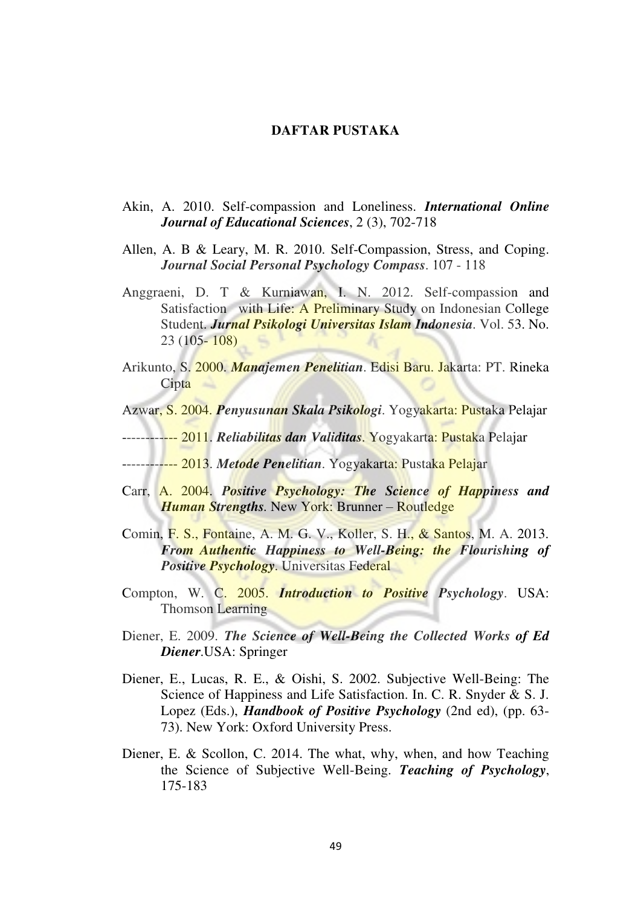# DAFTAR PUSTAKA

Akin, A. 2010. Self-compassion and Loneliness. ***International Online Journal of Educational Sciences***, 2 (3), 702-718

Allen, A. B & Leary, M. R. 2010. Self-Compassion, Stress, and Coping. ***Journal Social Personal Psychology Compass***. 107 - 118

Anggraeni, D. T & Kurniawan, I. N. 2012. Self-compassion and Satisfaction with Life: A Preliminary Study on Indonesian College Student. ***Jurnal Psikologi Universitas Islam Indonesia***. Vol. 53. No. 23 (105- 108)

Arikunto, S. 2000. ***Manajemen Penelitian***. Edisi Baru. Jakarta: PT. Rineka Cipta

Azwar, S. 2004. ***Penyusunan Skala Psikologi***. Yogyakarta: Pustaka Pelajar

------------ 2011. ***Reliabilitas dan Validitas***. Yogyakarta: Pustaka Pelajar

------------ 2013. ***Metode Penelitian***. Yogyakarta: Pustaka Pelajar

Carr, A. 2004. ***Positive Psychology: The Science of Happiness and Human Strengths***. New York: Brunner – Routledge

Comin, F. S., Fontaine, A. M. G. V., Koller, S. H., & Santos, M. A. 2013. ***From Authentic Happiness to Well-Being: the Flourishing of Positive Psychology***. Universitas Federal

Compton, W. C. 2005. ***Introduction to Positive Psychology***. USA: Thomson Learning

Diener, E. 2009. ***The Science of Well-Being the Collected Works of Ed Diener***.USA: Springer

Diener, E., Lucas, R. E., & Oishi, S. 2002. Subjective Well-Being: The Science of Happiness and Life Satisfaction. In. C. R. Snyder & S. J. Lopez (Eds.), ***Handbook of Positive Psychology*** (2nd ed), (pp. 63-73). New York: Oxford University Press.

Diener, E. & Scollon, C. 2014. The what, why, when, and how Teaching the Science of Subjective Well-Being. ***Teaching of Psychology***, 175-183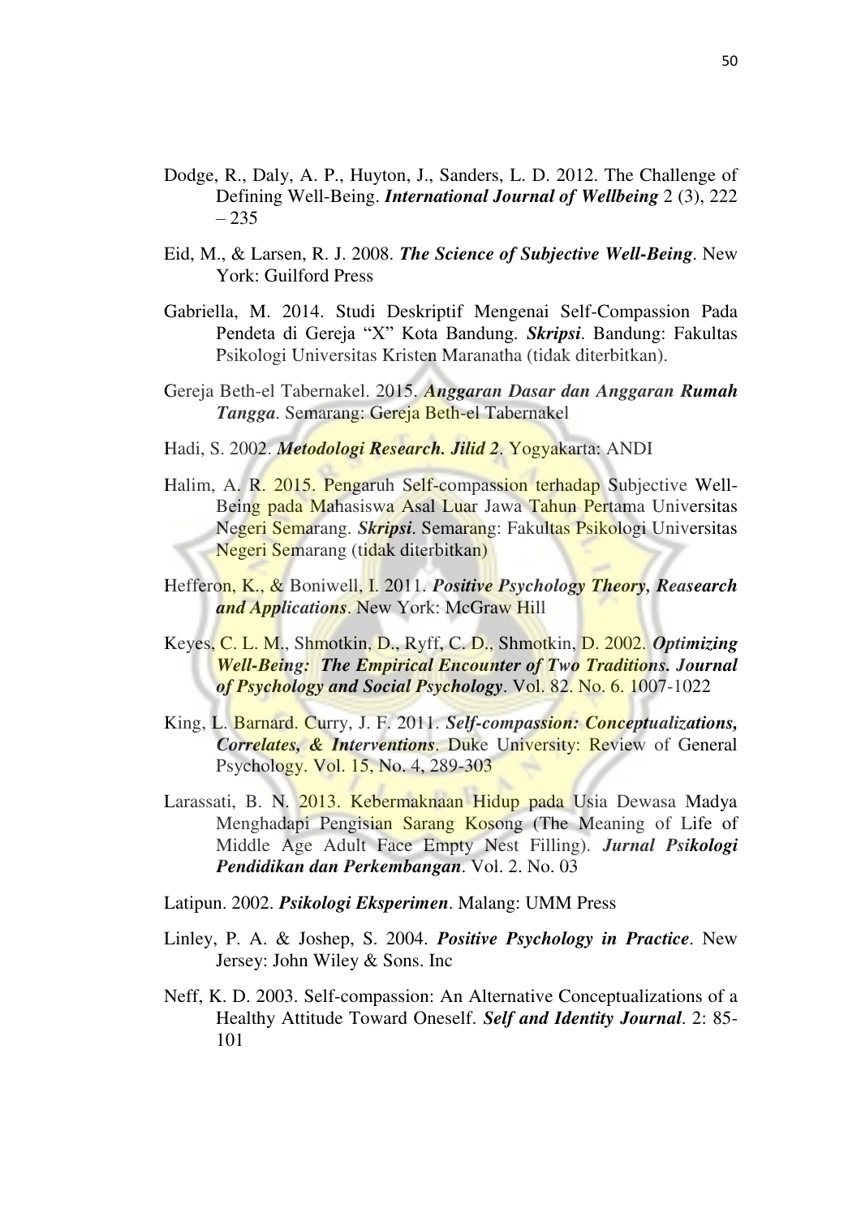Dodge, R., Daly, A. P., Huyton, J., Sanders, L. D. 2012. The Challenge of Defining Well-Being. ***International Journal of Wellbeing*** 2 (3), 222 – 235

Eid, M., & Larsen, R. J. 2008. ***The Science of Subjective Well-Being***. New York: Guilford Press

Gabriella, M. 2014. Studi Deskriptif Mengenai Self-Compassion Pada Pendeta di Gereja "X" Kota Bandung. ***Skripsi***. Bandung: Fakultas Psikologi Universitas Kristen Maranatha (tidak diterbitkan).

Gereja Beth-el Tabernakel. 2015. ***Anggaran Dasar dan Anggaran Rumah Tangga***. Semarang: Gereja Beth-el Tabernakel

Hadi, S. 2002. ***Metodologi Research. Jilid 2***. Yogyakarta: ANDI

Halim, A. R. 2015. Pengaruh Self-compassion terhadap Subjective Well-Being pada Mahasiswa Asal Luar Jawa Tahun Pertama Universitas Negeri Semarang. ***Skripsi***. Semarang: Fakultas Psikologi Universitas Negeri Semarang (tidak diterbitkan)

Hefferon, K., & Boniwell, I. 2011. ***Positive Psychology Theory, Reasearch and Applications***. New York: McGraw Hill

Keyes, C. L. M., Shmotkin, D., Ryff, C. D., Shmotkin, D. 2002. ***Optimizing Well-Being: The Empirical Encounter of Two Traditions. Journal of Psychology and Social Psychology***. Vol. 82. No. 6. 1007-1022

King, L. Barnard. Curry, J. F. 2011. ***Self-compassion: Conceptualizations, Correlates, & Interventions***. Duke University: Review of General Psychology. Vol. 15, No. 4, 289-303

Larassati, B. N. 2013. Kebermaknaan Hidup pada Usia Dewasa Madya Menghadapi Pengisian Sarang Kosong (The Meaning of Life of Middle Age Adult Face Empty Nest Filling). ***Jurnal Psikologi Pendidikan dan Perkembangan***. Vol. 2. No. 03

Latipun. 2002. ***Psikologi Eksperimen***. Malang: UMM Press

Linley, P. A. & Joshep, S. 2004. ***Positive Psychology in Practice***. New Jersey: John Wiley & Sons. Inc

Neff, K. D. 2003. Self-compassion: An Alternative Conceptualizations of a Healthy Attitude Toward Oneself. ***Self and Identity Journal***. 2: 85-101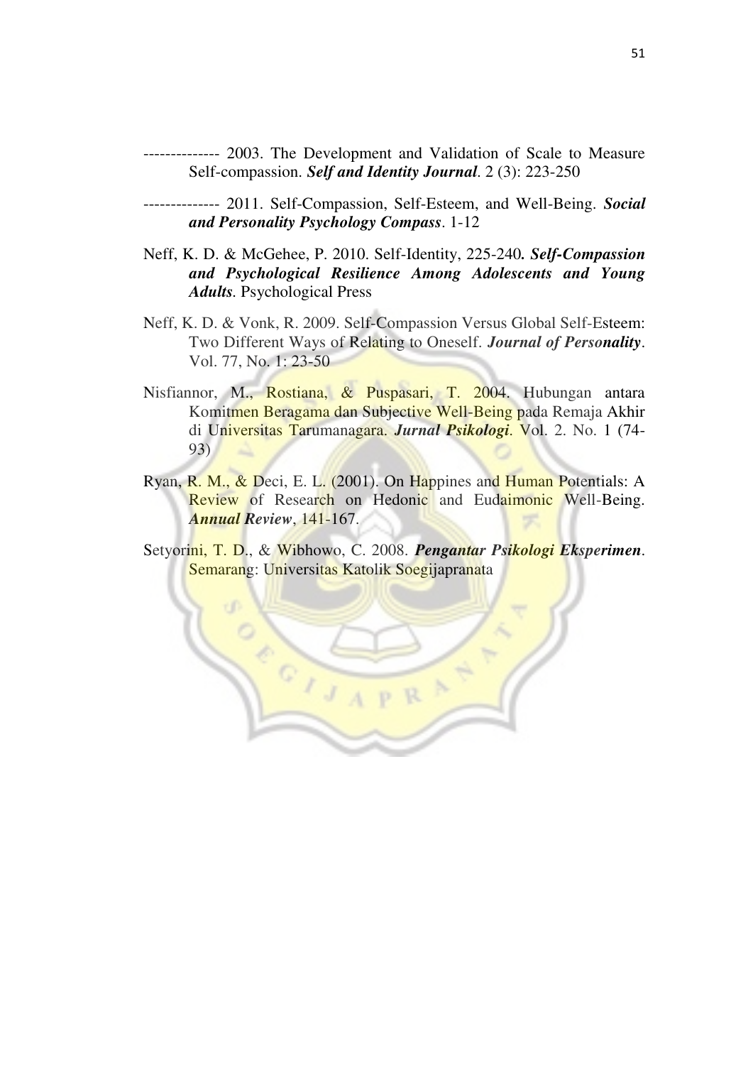-------------- 2003. The Development and Validation of Scale to Measure Self-compassion. ***Self and Identity Journal***. 2 (3): 223-250

-------------- 2011. Self-Compassion, Self-Esteem, and Well-Being. ***Social and Personality Psychology Compass***. 1-12

Neff, K. D. & McGehee, P. 2010. Self-Identity, 225-240***. Self-Compassion and Psychological Resilience Among Adolescents and Young Adults***. Psychological Press

Neff, K. D. & Vonk, R. 2009. Self-Compassion Versus Global Self-Esteem: Two Different Ways of Relating to Oneself. ***Journal of Personality***. Vol. 77, No. 1: 23-50

Nisfiannor, M., Rostiana, & Puspasari, T. 2004. Hubungan antara Komitmen Beragama dan Subjective Well-Being pada Remaja Akhir di Universitas Tarumanagara. ***Jurnal Psikologi***. Vol. 2. No. 1 (74-93)

Ryan, R. M., & Deci, E. L. (2001). On Happines and Human Potentials: A Review of Research on Hedonic and Eudaimonic Well-Being. ***Annual Review***, 141-167.

Setyorini, T. D., & Wibhowo, C. 2008. ***Pengantar Psikologi Eksperimen***. Semarang: Universitas Katolik Soegijapranata